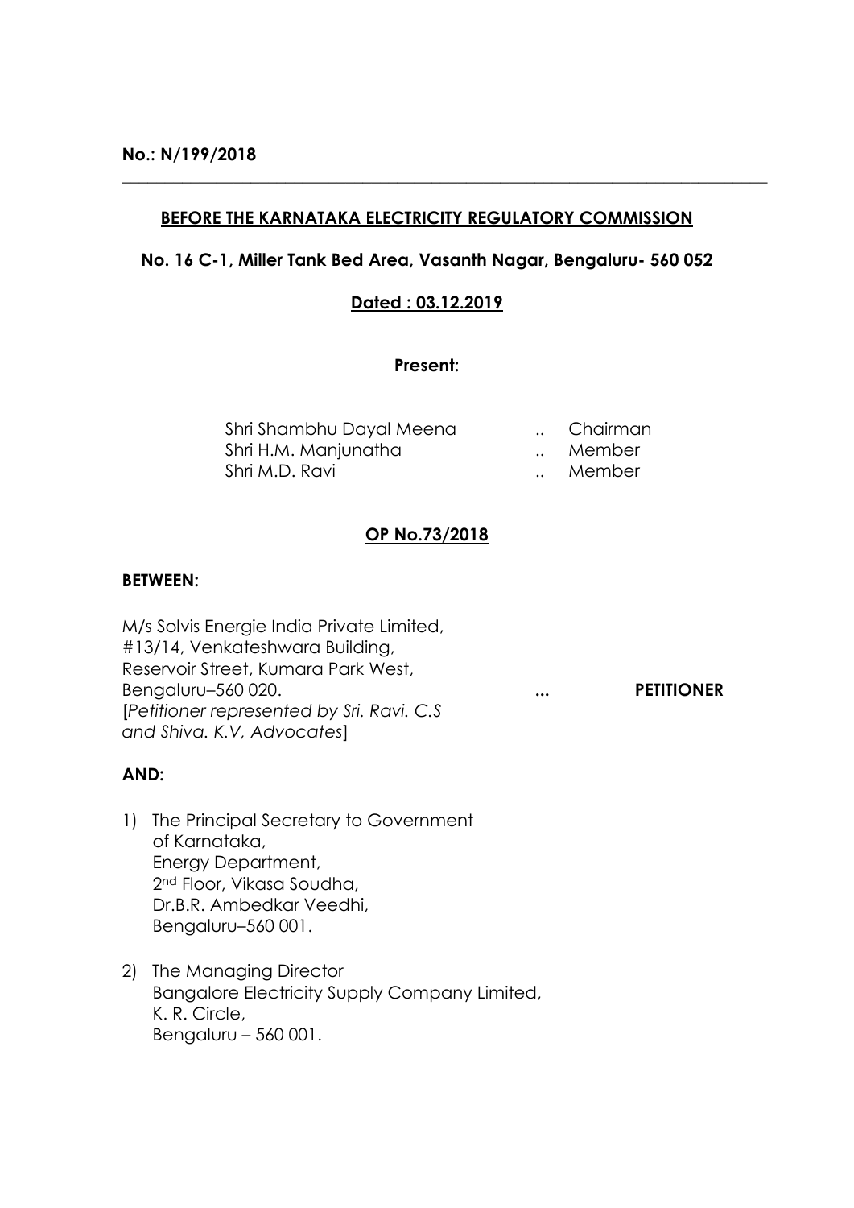**No.: N/199/2018**

---

**BEFORE THE KARNATAKA ELECTRICITY REGULATORY COMMISSION**

**No. 16 C-1, Miller Tank Bed Area, Vasanth Nagar, Bengaluru- 560 052**

**Dated : 03.12.2019**

**Present:**

| | | |
|---|---|---|
| Shri Shambhu Dayal Meena | .. | Chairman |
| Shri H.M. Manjunatha | .. | Member |
| Shri M.D. Ravi | .. | Member |

**OP No.73/2018**

**BETWEEN:**

M/s Solvis Energie India Private Limited,
#13/14, Venkateshwara Building,
Reservoir Street, Kumara Park West,
Bengaluru–560 020. ... **PETITIONER**
[*Petitioner represented by Sri. Ravi. C.S and Shiva. K.V, Advocates*]

**AND:**

1) The Principal Secretary to Government of Karnataka,
   Energy Department,
   2nd Floor, Vikasa Soudha,
   Dr.B.R. Ambedkar Veedhi,
   Bengaluru–560 001.

2) The Managing Director
   Bangalore Electricity Supply Company Limited,
   K. R. Circle,
   Bengaluru – 560 001.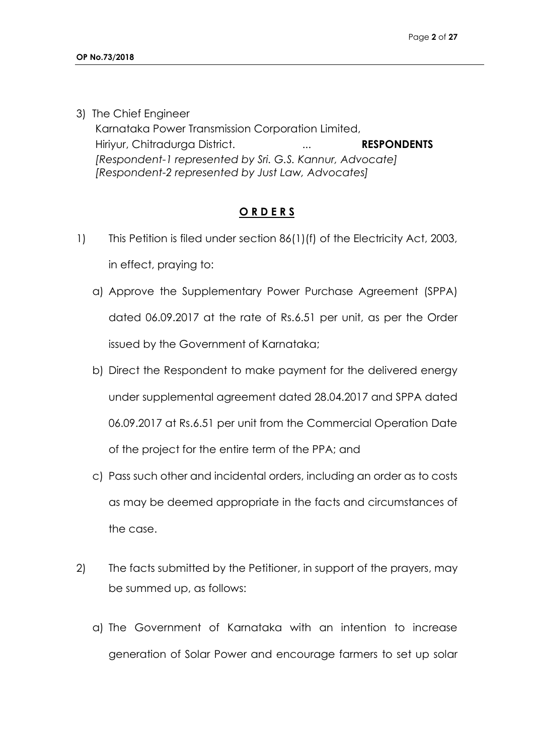3) The Chief Engineer
   Karnataka Power Transmission Corporation Limited,
   Hiriyur, Chitradurga District. ... **RESPONDENTS**
   *[Respondent-1 represented by Sri. G.S. Kannur, Advocate]*
   *[Respondent-2 represented by Just Law, Advocates]*

## **O R D E R S**

1) This Petition is filed under section 86(1)(f) of the Electricity Act, 2003, in effect, praying to:

   a) Approve the Supplementary Power Purchase Agreement (SPPA) dated 06.09.2017 at the rate of Rs.6.51 per unit, as per the Order issued by the Government of Karnataka;

   b) Direct the Respondent to make payment for the delivered energy under supplemental agreement dated 28.04.2017 and SPPA dated 06.09.2017 at Rs.6.51 per unit from the Commercial Operation Date of the project for the entire term of the PPA; and

   c) Pass such other and incidental orders, including an order as to costs as may be deemed appropriate in the facts and circumstances of the case.

2) The facts submitted by the Petitioner, in support of the prayers, may be summed up, as follows:

   a) The Government of Karnataka with an intention to increase generation of Solar Power and encourage farmers to set up solar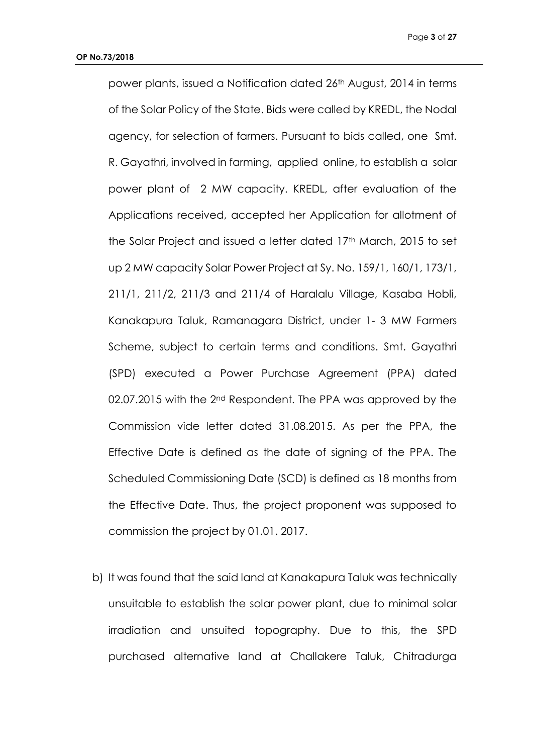power plants, issued a Notification dated 26th August, 2014 in terms of the Solar Policy of the State. Bids were called by KREDL, the Nodal agency, for selection of farmers. Pursuant to bids called, one Smt. R. Gayathri, involved in farming, applied online, to establish a solar power plant of 2 MW capacity. KREDL, after evaluation of the Applications received, accepted her Application for allotment of the Solar Project and issued a letter dated 17th March, 2015 to set up 2 MW capacity Solar Power Project at Sy. No. 159/1, 160/1, 173/1, 211/1, 211/2, 211/3 and 211/4 of Haralalu Village, Kasaba Hobli, Kanakapura Taluk, Ramanagara District, under 1- 3 MW Farmers Scheme, subject to certain terms and conditions. Smt. Gayathri (SPD) executed a Power Purchase Agreement (PPA) dated 02.07.2015 with the 2nd Respondent. The PPA was approved by the Commission vide letter dated 31.08.2015. As per the PPA, the Effective Date is defined as the date of signing of the PPA. The Scheduled Commissioning Date (SCD) is defined as 18 months from the Effective Date. Thus, the project proponent was supposed to commission the project by 01.01. 2017.

b) It was found that the said land at Kanakapura Taluk was technically unsuitable to establish the solar power plant, due to minimal solar irradiation and unsuited topography. Due to this, the SPD purchased alternative land at Challakere Taluk, Chitradurga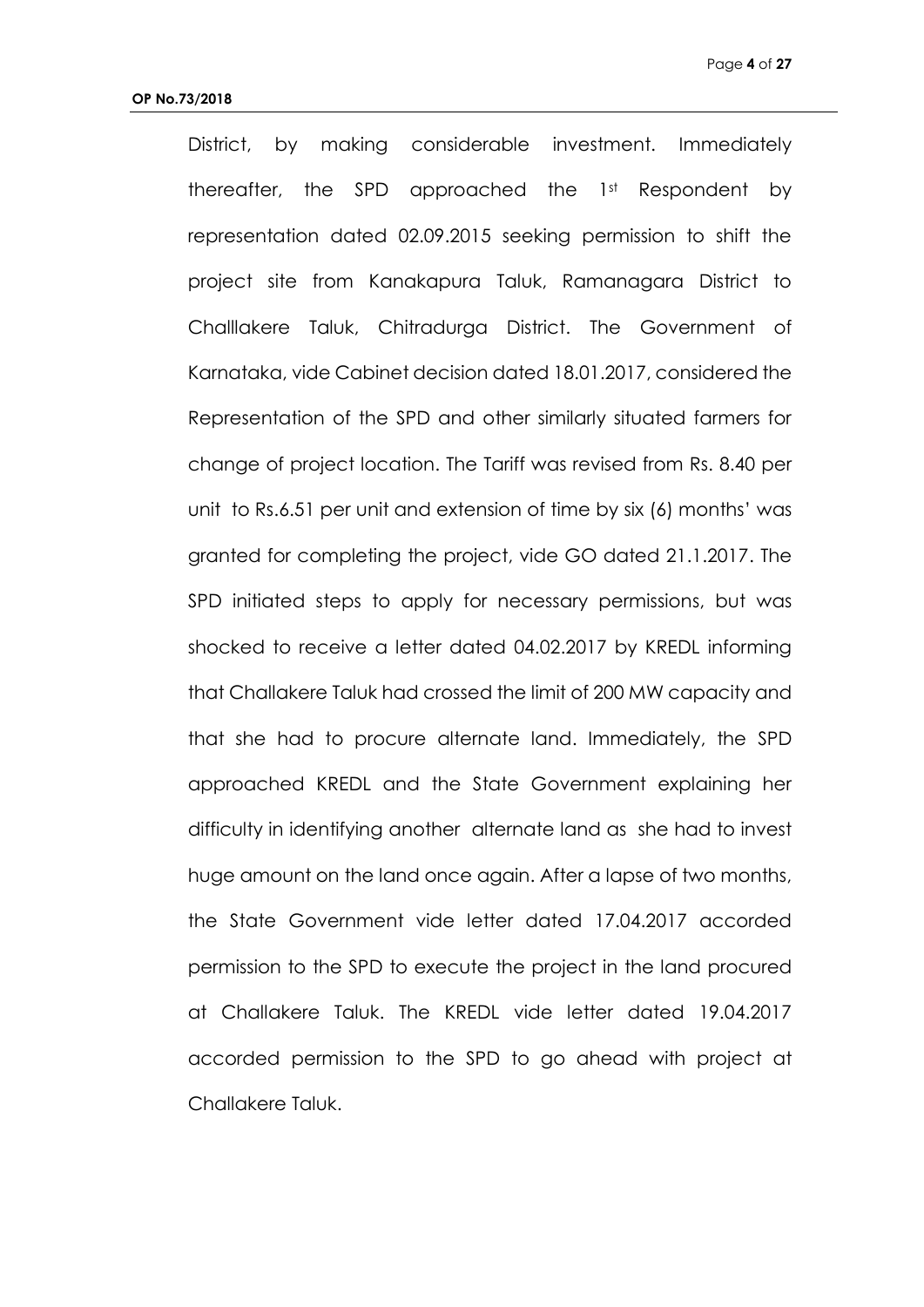District, by making considerable investment. Immediately thereafter, the SPD approached the 1st Respondent by representation dated 02.09.2015 seeking permission to shift the project site from Kanakapura Taluk, Ramanagara District to Challlakere Taluk, Chitradurga District. The Government of Karnataka, vide Cabinet decision dated 18.01.2017, considered the Representation of the SPD and other similarly situated farmers for change of project location. The Tariff was revised from Rs. 8.40 per unit to Rs.6.51 per unit and extension of time by six (6) months' was granted for completing the project, vide GO dated 21.1.2017. The SPD initiated steps to apply for necessary permissions, but was shocked to receive a letter dated 04.02.2017 by KREDL informing that Challakere Taluk had crossed the limit of 200 MW capacity and that she had to procure alternate land. Immediately, the SPD approached KREDL and the State Government explaining her difficulty in identifying another alternate land as she had to invest huge amount on the land once again. After a lapse of two months, the State Government vide letter dated 17.04.2017 accorded permission to the SPD to execute the project in the land procured at Challakere Taluk. The KREDL vide letter dated 19.04.2017 accorded permission to the SPD to go ahead with project at Challakere Taluk.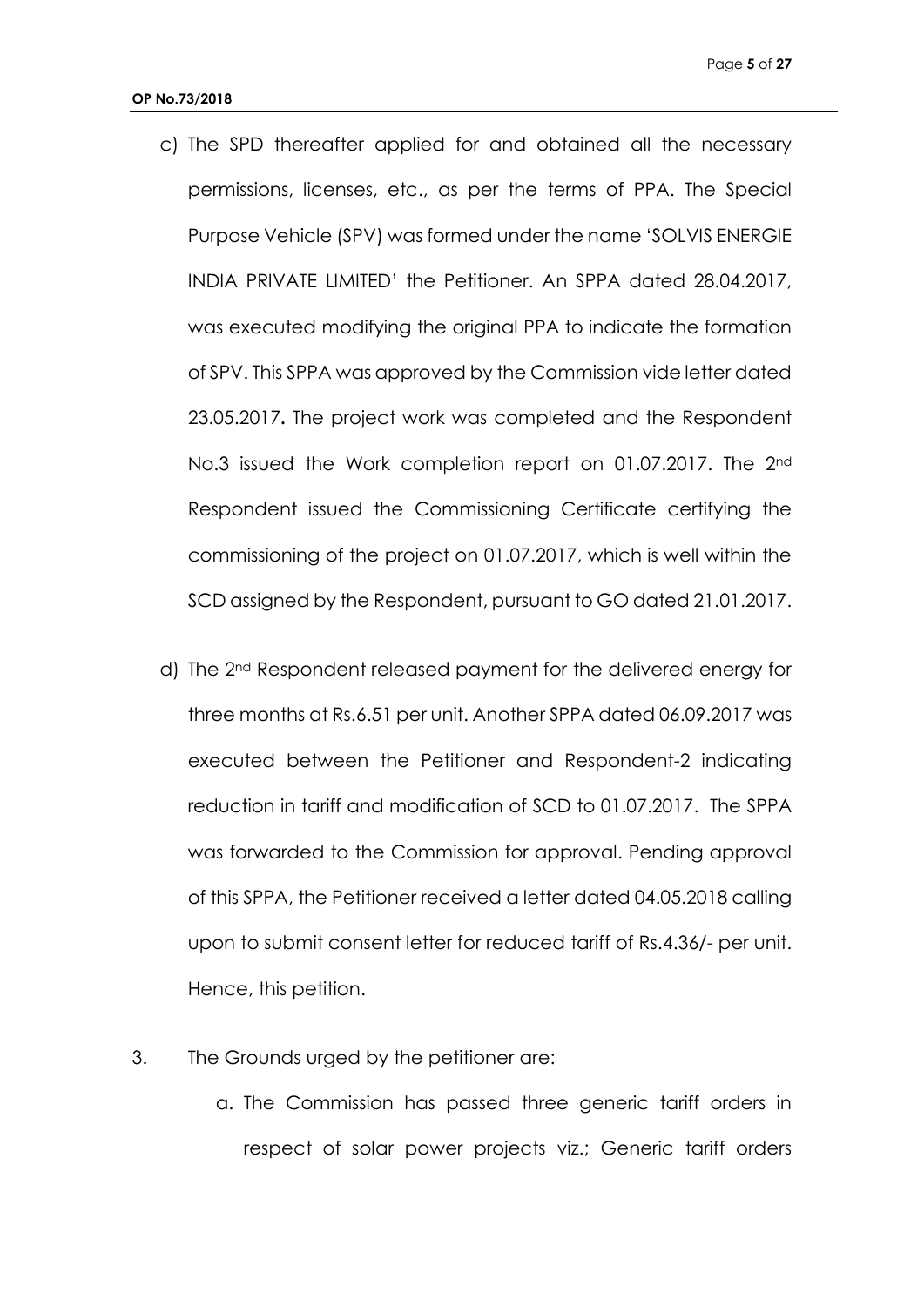c) The SPD thereafter applied for and obtained all the necessary permissions, licenses, etc., as per the terms of PPA. The Special Purpose Vehicle (SPV) was formed under the name 'SOLVIS ENERGIE INDIA PRIVATE LIMITED' the Petitioner. An SPPA dated 28.04.2017, was executed modifying the original PPA to indicate the formation of SPV. This SPPA was approved by the Commission vide letter dated 23.05.2017**.** The project work was completed and the Respondent No.3 issued the Work completion report on 01.07.2017. The 2nd Respondent issued the Commissioning Certificate certifying the commissioning of the project on 01.07.2017, which is well within the SCD assigned by the Respondent, pursuant to GO dated 21.01.2017.

d) The 2nd Respondent released payment for the delivered energy for three months at Rs.6.51 per unit. Another SPPA dated 06.09.2017 was executed between the Petitioner and Respondent-2 indicating reduction in tariff and modification of SCD to 01.07.2017. The SPPA was forwarded to the Commission for approval. Pending approval of this SPPA, the Petitioner received a letter dated 04.05.2018 calling upon to submit consent letter for reduced tariff of Rs.4.36/- per unit. Hence, this petition.

3. The Grounds urged by the petitioner are:

   a. The Commission has passed three generic tariff orders in respect of solar power projects viz.; Generic tariff orders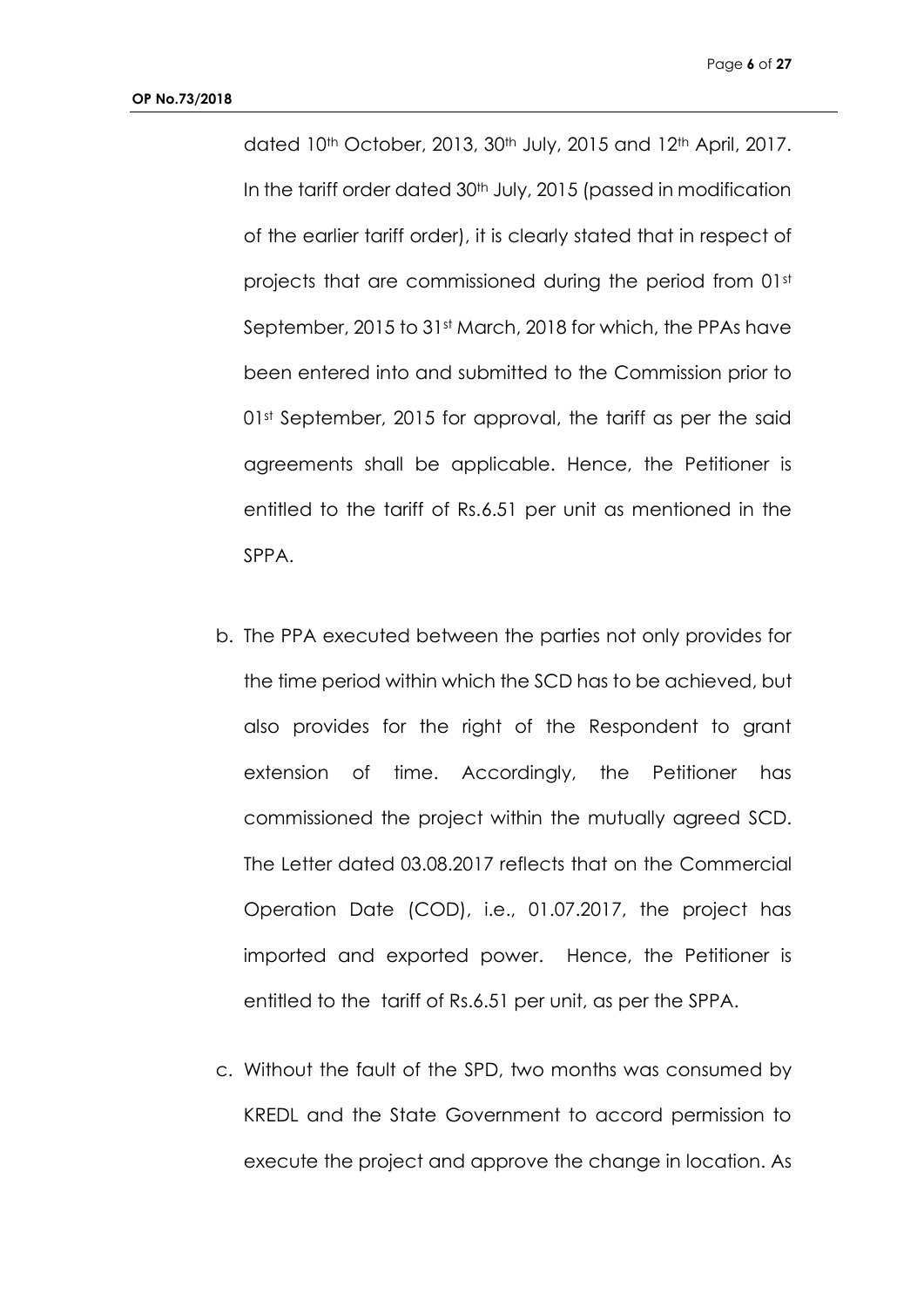dated 10th October, 2013, 30th July, 2015 and 12th April, 2017. In the tariff order dated 30th July, 2015 (passed in modification of the earlier tariff order), it is clearly stated that in respect of projects that are commissioned during the period from 01st September, 2015 to 31st March, 2018 for which, the PPAs have been entered into and submitted to the Commission prior to 01st September, 2015 for approval, the tariff as per the said agreements shall be applicable. Hence, the Petitioner is entitled to the tariff of Rs.6.51 per unit as mentioned in the SPPA.

b. The PPA executed between the parties not only provides for the time period within which the SCD has to be achieved, but also provides for the right of the Respondent to grant extension of time. Accordingly, the Petitioner has commissioned the project within the mutually agreed SCD. The Letter dated 03.08.2017 reflects that on the Commercial Operation Date (COD), i.e., 01.07.2017, the project has imported and exported power. Hence, the Petitioner is entitled to the tariff of Rs.6.51 per unit, as per the SPPA.

c. Without the fault of the SPD, two months was consumed by KREDL and the State Government to accord permission to execute the project and approve the change in location. As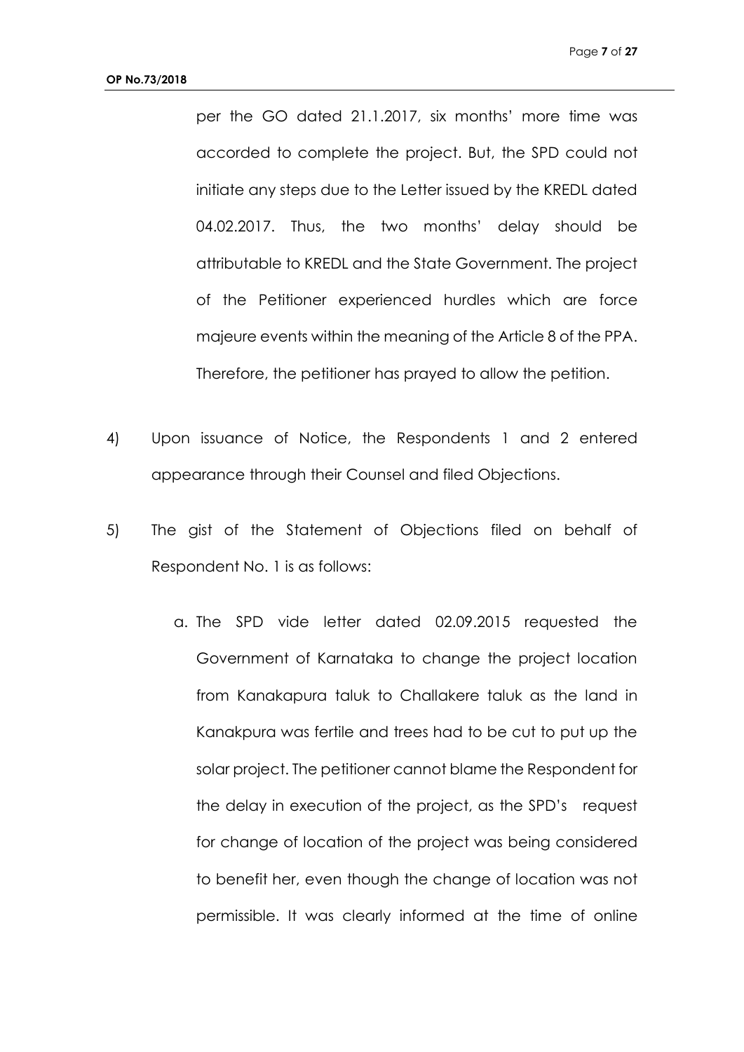per the GO dated 21.1.2017, six months' more time was accorded to complete the project. But, the SPD could not initiate any steps due to the Letter issued by the KREDL dated 04.02.2017. Thus, the two months' delay should be attributable to KREDL and the State Government. The project of the Petitioner experienced hurdles which are force majeure events within the meaning of the Article 8 of the PPA. Therefore, the petitioner has prayed to allow the petition.

4) Upon issuance of Notice, the Respondents 1 and 2 entered appearance through their Counsel and filed Objections.

5) The gist of the Statement of Objections filed on behalf of Respondent No. 1 is as follows:

   a. The SPD vide letter dated 02.09.2015 requested the Government of Karnataka to change the project location from Kanakapura taluk to Challakere taluk as the land in Kanakpura was fertile and trees had to be cut to put up the solar project. The petitioner cannot blame the Respondent for the delay in execution of the project, as the SPD's request for change of location of the project was being considered to benefit her, even though the change of location was not permissible. It was clearly informed at the time of online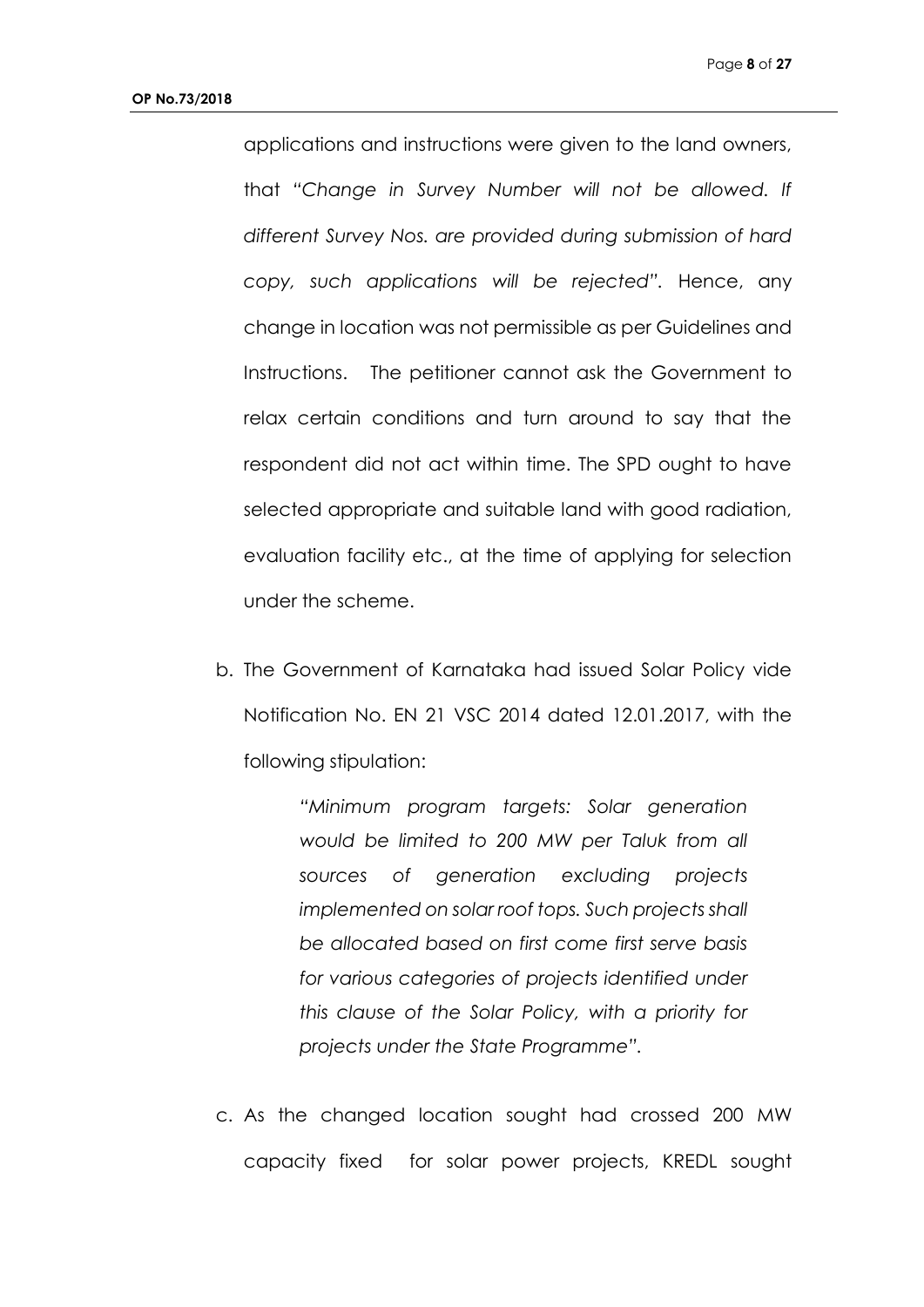applications and instructions were given to the land owners, that *"Change in Survey Number will not be allowed. If different Survey Nos. are provided during submission of hard copy, such applications will be rejected"*. Hence, any change in location was not permissible as per Guidelines and Instructions. The petitioner cannot ask the Government to relax certain conditions and turn around to say that the respondent did not act within time. The SPD ought to have selected appropriate and suitable land with good radiation, evaluation facility etc., at the time of applying for selection under the scheme.

b. The Government of Karnataka had issued Solar Policy vide Notification No. EN 21 VSC 2014 dated 12.01.2017, with the following stipulation:

> *"Minimum program targets: Solar generation would be limited to 200 MW per Taluk from all sources of generation excluding projects implemented on solar roof tops. Such projects shall be allocated based on first come first serve basis for various categories of projects identified under this clause of the Solar Policy, with a priority for projects under the State Programme".*

c. As the changed location sought had crossed 200 MW capacity fixed for solar power projects, KREDL sought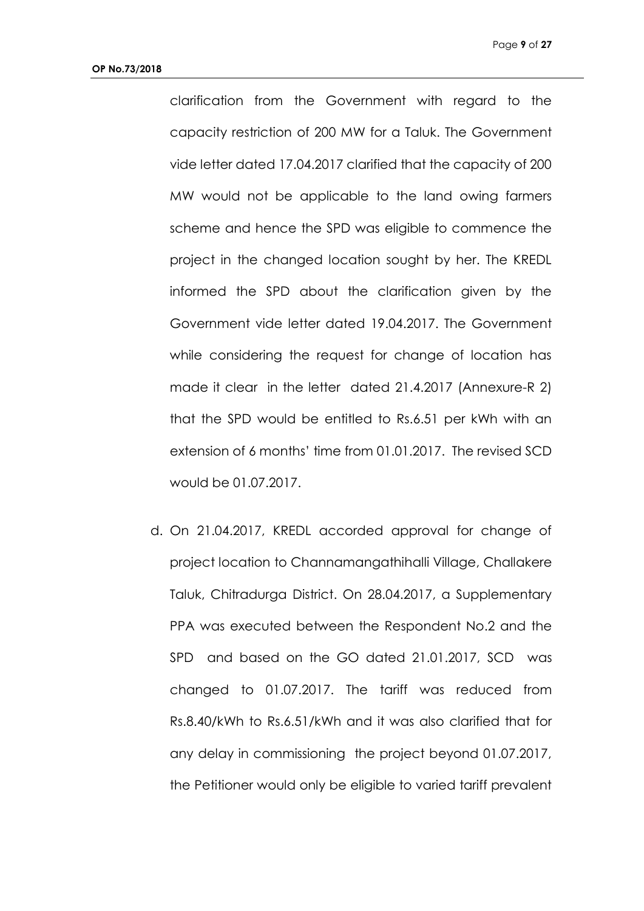clarification from the Government with regard to the capacity restriction of 200 MW for a Taluk. The Government vide letter dated 17.04.2017 clarified that the capacity of 200 MW would not be applicable to the land owing farmers scheme and hence the SPD was eligible to commence the project in the changed location sought by her. The KREDL informed the SPD about the clarification given by the Government vide letter dated 19.04.2017. The Government while considering the request for change of location has made it clear in the letter dated 21.4.2017 (Annexure-R 2) that the SPD would be entitled to Rs.6.51 per kWh with an extension of 6 months' time from 01.01.2017. The revised SCD would be 01.07.2017.

d. On 21.04.2017, KREDL accorded approval for change of project location to Channamangathihalli Village, Challakere Taluk, Chitradurga District. On 28.04.2017, a Supplementary PPA was executed between the Respondent No.2 and the SPD and based on the GO dated 21.01.2017, SCD was changed to 01.07.2017. The tariff was reduced from Rs.8.40/kWh to Rs.6.51/kWh and it was also clarified that for any delay in commissioning the project beyond 01.07.2017, the Petitioner would only be eligible to varied tariff prevalent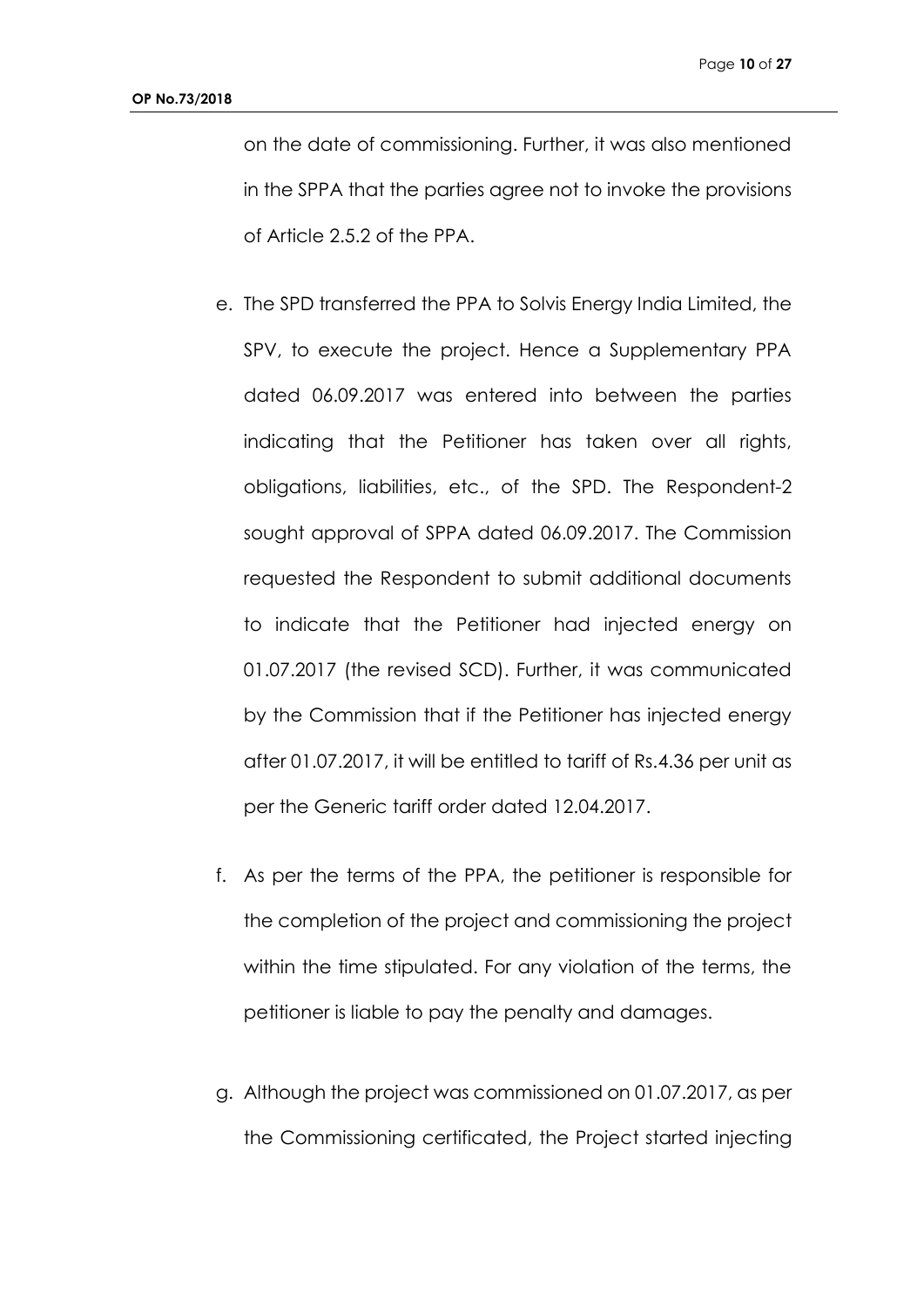on the date of commissioning. Further, it was also mentioned in the SPPA that the parties agree not to invoke the provisions of Article 2.5.2 of the PPA.

e. The SPD transferred the PPA to Solvis Energy India Limited, the SPV, to execute the project. Hence a Supplementary PPA dated 06.09.2017 was entered into between the parties indicating that the Petitioner has taken over all rights, obligations, liabilities, etc., of the SPD. The Respondent-2 sought approval of SPPA dated 06.09.2017. The Commission requested the Respondent to submit additional documents to indicate that the Petitioner had injected energy on 01.07.2017 (the revised SCD). Further, it was communicated by the Commission that if the Petitioner has injected energy after 01.07.2017, it will be entitled to tariff of Rs.4.36 per unit as per the Generic tariff order dated 12.04.2017.

f. As per the terms of the PPA, the petitioner is responsible for the completion of the project and commissioning the project within the time stipulated. For any violation of the terms, the petitioner is liable to pay the penalty and damages.

g. Although the project was commissioned on 01.07.2017, as per the Commissioning certificated, the Project started injecting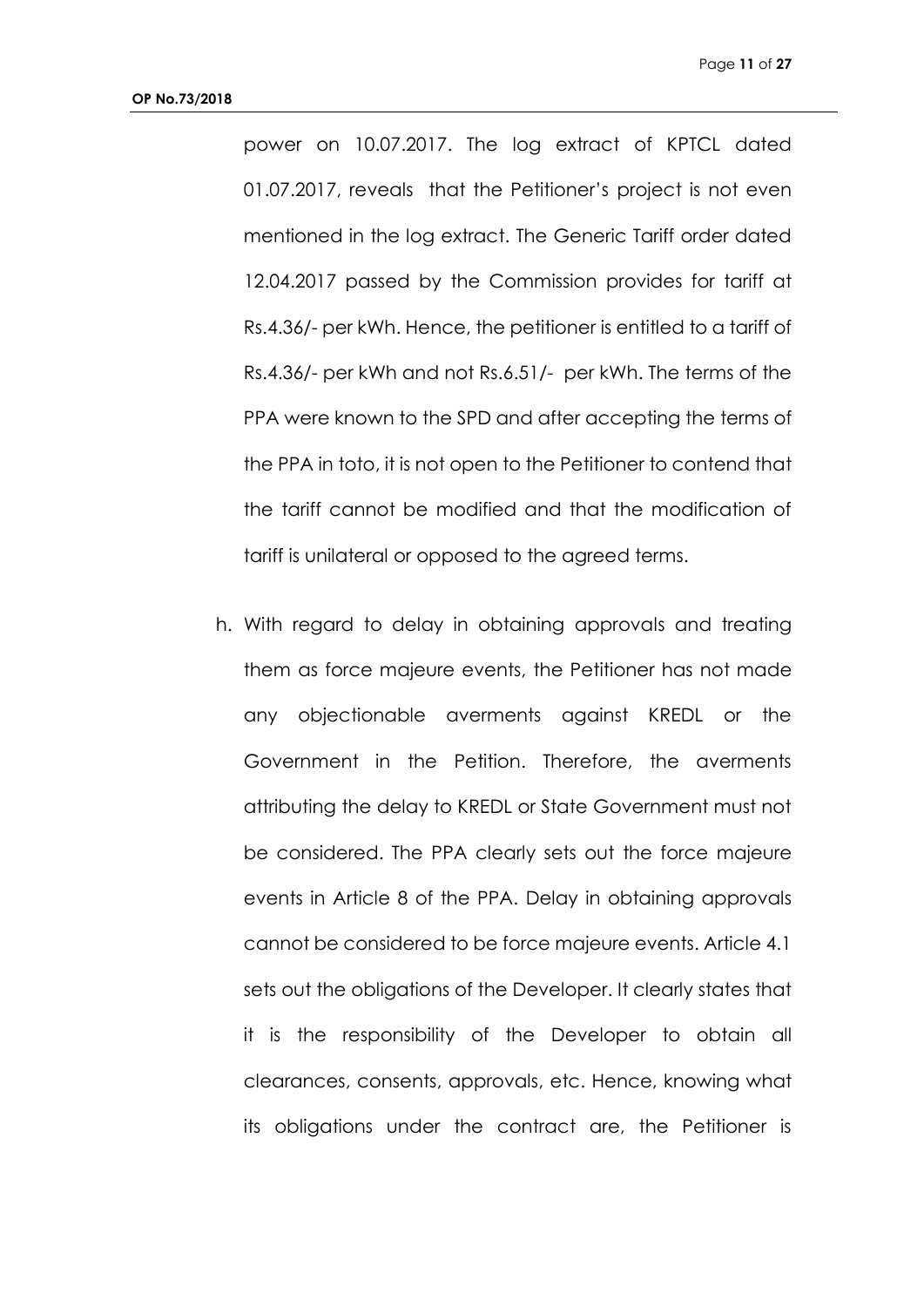power on 10.07.2017. The log extract of KPTCL dated 01.07.2017, reveals that the Petitioner's project is not even mentioned in the log extract. The Generic Tariff order dated 12.04.2017 passed by the Commission provides for tariff at Rs.4.36/- per kWh. Hence, the petitioner is entitled to a tariff of Rs.4.36/- per kWh and not Rs.6.51/- per kWh. The terms of the PPA were known to the SPD and after accepting the terms of the PPA in toto, it is not open to the Petitioner to contend that the tariff cannot be modified and that the modification of tariff is unilateral or opposed to the agreed terms.

h. With regard to delay in obtaining approvals and treating them as force majeure events, the Petitioner has not made any objectionable averments against KREDL or the Government in the Petition. Therefore, the averments attributing the delay to KREDL or State Government must not be considered. The PPA clearly sets out the force majeure events in Article 8 of the PPA. Delay in obtaining approvals cannot be considered to be force majeure events. Article 4.1 sets out the obligations of the Developer. It clearly states that it is the responsibility of the Developer to obtain all clearances, consents, approvals, etc. Hence, knowing what its obligations under the contract are, the Petitioner is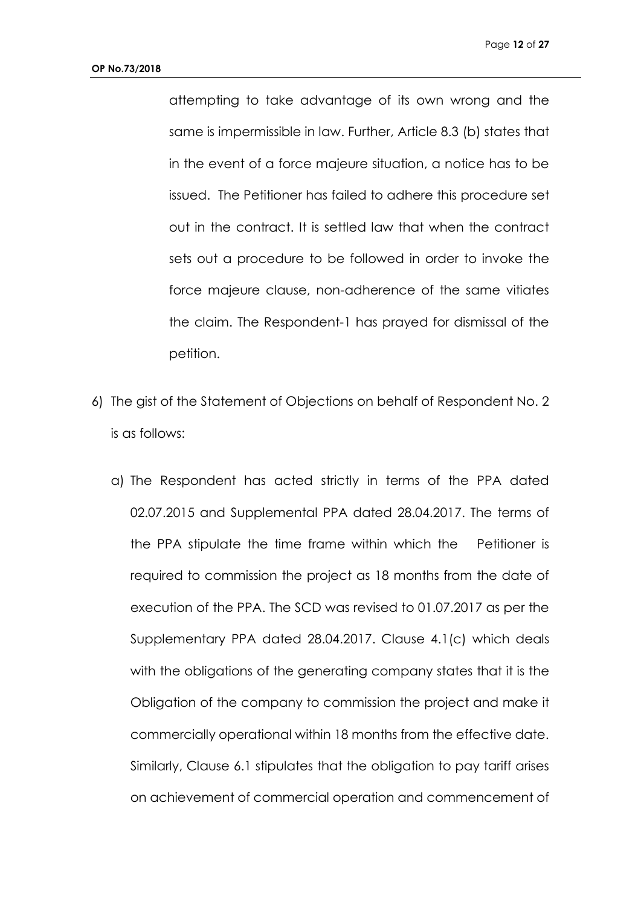attempting to take advantage of its own wrong and the same is impermissible in law. Further, Article 8.3 (b) states that in the event of a force majeure situation, a notice has to be issued. The Petitioner has failed to adhere this procedure set out in the contract. It is settled law that when the contract sets out a procedure to be followed in order to invoke the force majeure clause, non-adherence of the same vitiates the claim. The Respondent-1 has prayed for dismissal of the petition.

6) The gist of the Statement of Objections on behalf of Respondent No. 2 is as follows:

   a) The Respondent has acted strictly in terms of the PPA dated 02.07.2015 and Supplemental PPA dated 28.04.2017. The terms of the PPA stipulate the time frame within which the Petitioner is required to commission the project as 18 months from the date of execution of the PPA. The SCD was revised to 01.07.2017 as per the Supplementary PPA dated 28.04.2017. Clause 4.1(c) which deals with the obligations of the generating company states that it is the Obligation of the company to commission the project and make it commercially operational within 18 months from the effective date. Similarly, Clause 6.1 stipulates that the obligation to pay tariff arises on achievement of commercial operation and commencement of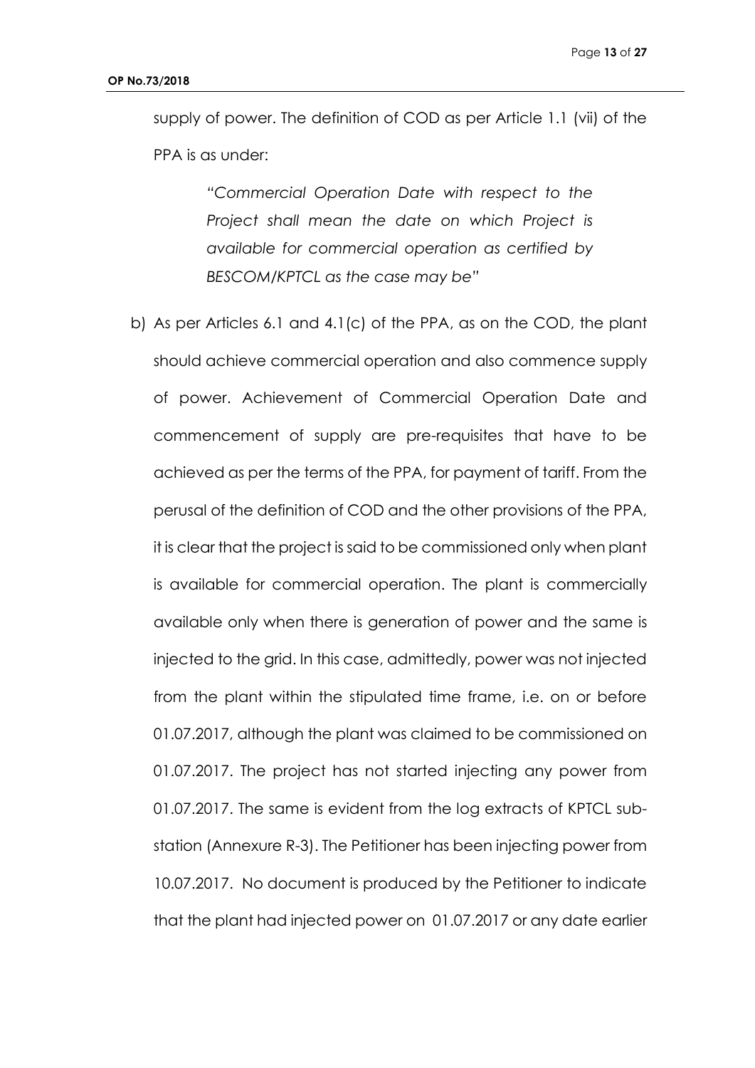supply of power. The definition of COD as per Article 1.1 (vii) of the PPA is as under:

> *"Commercial Operation Date with respect to the Project shall mean the date on which Project is available for commercial operation as certified by BESCOM/KPTCL as the case may be"*

b) As per Articles 6.1 and 4.1(c) of the PPA, as on the COD, the plant should achieve commercial operation and also commence supply of power. Achievement of Commercial Operation Date and commencement of supply are pre-requisites that have to be achieved as per the terms of the PPA, for payment of tariff. From the perusal of the definition of COD and the other provisions of the PPA, it is clear that the project is said to be commissioned only when plant is available for commercial operation. The plant is commercially available only when there is generation of power and the same is injected to the grid. In this case, admittedly, power was not injected from the plant within the stipulated time frame, i.e. on or before 01.07.2017, although the plant was claimed to be commissioned on 01.07.2017. The project has not started injecting any power from 01.07.2017. The same is evident from the log extracts of KPTCL sub-station (Annexure R-3). The Petitioner has been injecting power from 10.07.2017. No document is produced by the Petitioner to indicate that the plant had injected power on 01.07.2017 or any date earlier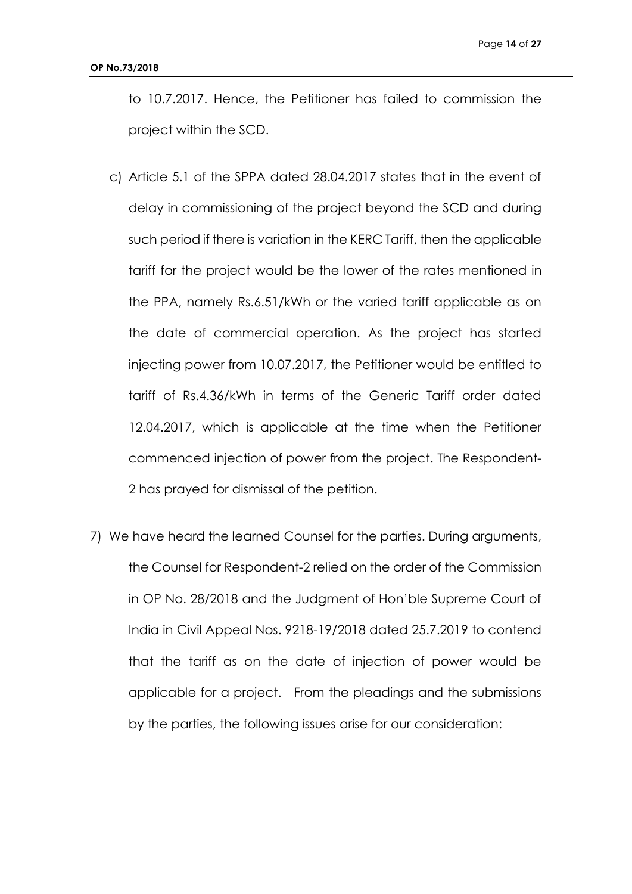to 10.7.2017. Hence, the Petitioner has failed to commission the project within the SCD.

c) Article 5.1 of the SPPA dated 28.04.2017 states that in the event of delay in commissioning of the project beyond the SCD and during such period if there is variation in the KERC Tariff, then the applicable tariff for the project would be the lower of the rates mentioned in the PPA, namely Rs.6.51/kWh or the varied tariff applicable as on the date of commercial operation. As the project has started injecting power from 10.07.2017, the Petitioner would be entitled to tariff of Rs.4.36/kWh in terms of the Generic Tariff order dated 12.04.2017, which is applicable at the time when the Petitioner commenced injection of power from the project. The Respondent-2 has prayed for dismissal of the petition.

7) We have heard the learned Counsel for the parties. During arguments, the Counsel for Respondent-2 relied on the order of the Commission in OP No. 28/2018 and the Judgment of Hon'ble Supreme Court of India in Civil Appeal Nos. 9218-19/2018 dated 25.7.2019 to contend that the tariff as on the date of injection of power would be applicable for a project. From the pleadings and the submissions by the parties, the following issues arise for our consideration: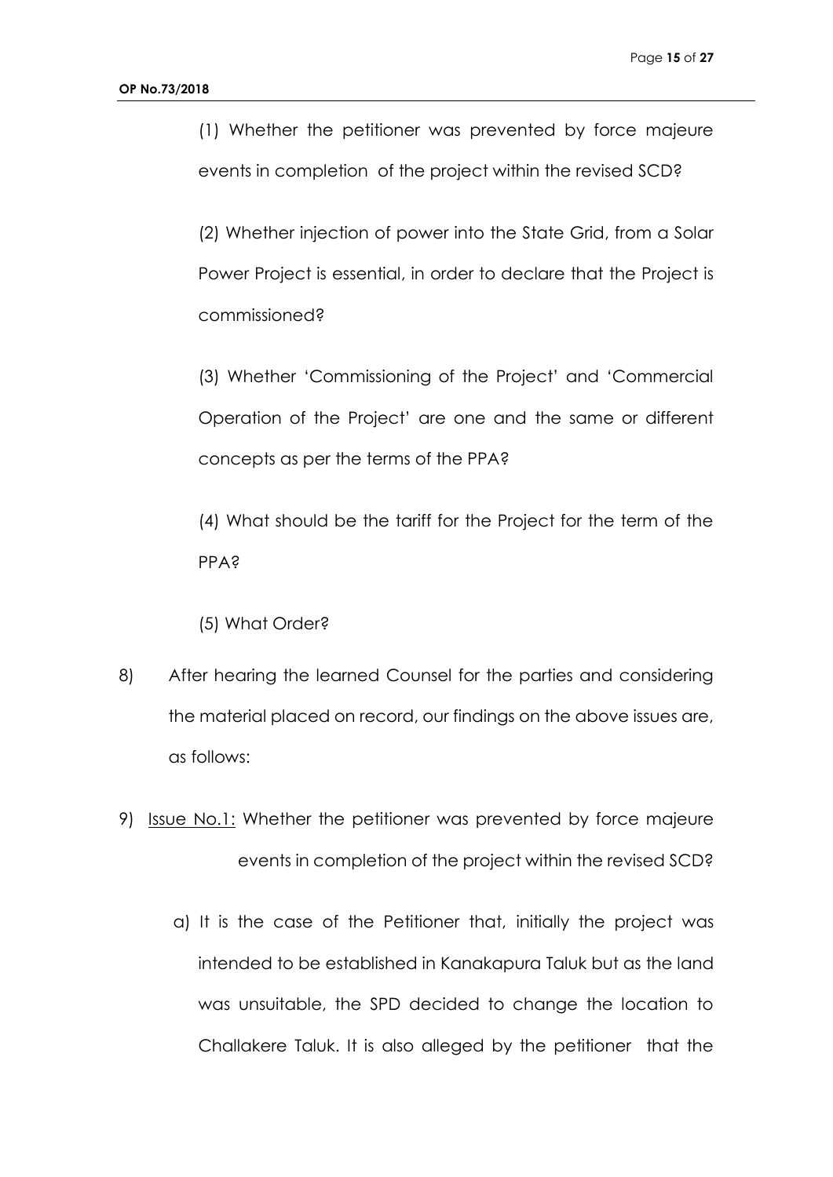(1) Whether the petitioner was prevented by force majeure events in completion of the project within the revised SCD?

(2) Whether injection of power into the State Grid, from a Solar Power Project is essential, in order to declare that the Project is commissioned?

(3) Whether 'Commissioning of the Project' and 'Commercial Operation of the Project' are one and the same or different concepts as per the terms of the PPA?

(4) What should be the tariff for the Project for the term of the PPA?

(5) What Order?

8) After hearing the learned Counsel for the parties and considering the material placed on record, our findings on the above issues are, as follows:

9) <u>Issue No.1:</u> Whether the petitioner was prevented by force majeure events in completion of the project within the revised SCD?

a) It is the case of the Petitioner that, initially the project was intended to be established in Kanakapura Taluk but as the land was unsuitable, the SPD decided to change the location to Challakere Taluk. It is also alleged by the petitioner that the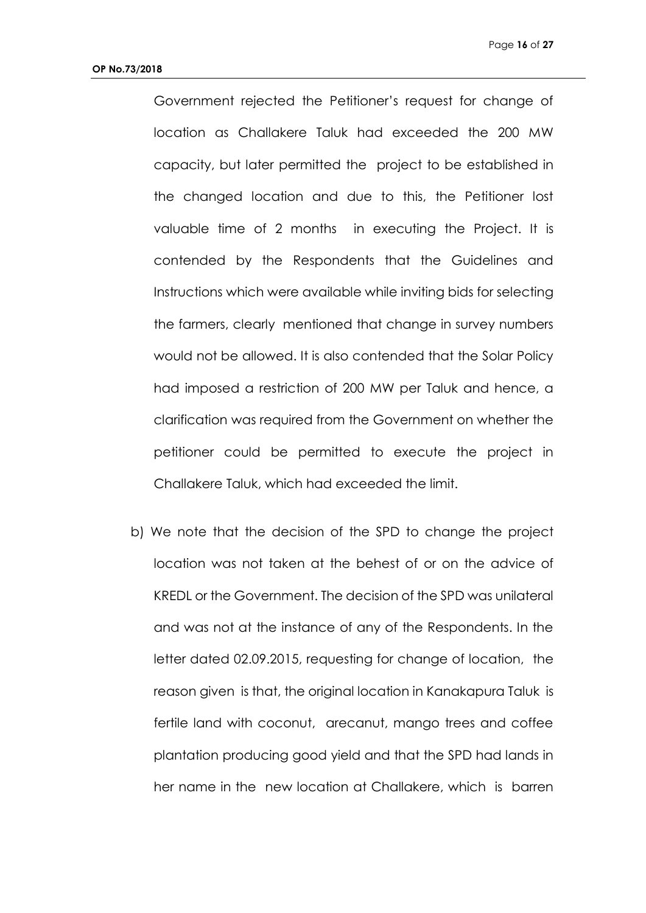Government rejected the Petitioner's request for change of location as Challakere Taluk had exceeded the 200 MW capacity, but later permitted the project to be established in the changed location and due to this, the Petitioner lost valuable time of 2 months in executing the Project. It is contended by the Respondents that the Guidelines and Instructions which were available while inviting bids for selecting the farmers, clearly mentioned that change in survey numbers would not be allowed. It is also contended that the Solar Policy had imposed a restriction of 200 MW per Taluk and hence, a clarification was required from the Government on whether the petitioner could be permitted to execute the project in Challakere Taluk, which had exceeded the limit.

b) We note that the decision of the SPD to change the project location was not taken at the behest of or on the advice of KREDL or the Government. The decision of the SPD was unilateral and was not at the instance of any of the Respondents. In the letter dated 02.09.2015, requesting for change of location, the reason given is that, the original location in Kanakapura Taluk is fertile land with coconut, arecanut, mango trees and coffee plantation producing good yield and that the SPD had lands in her name in the new location at Challakere, which is barren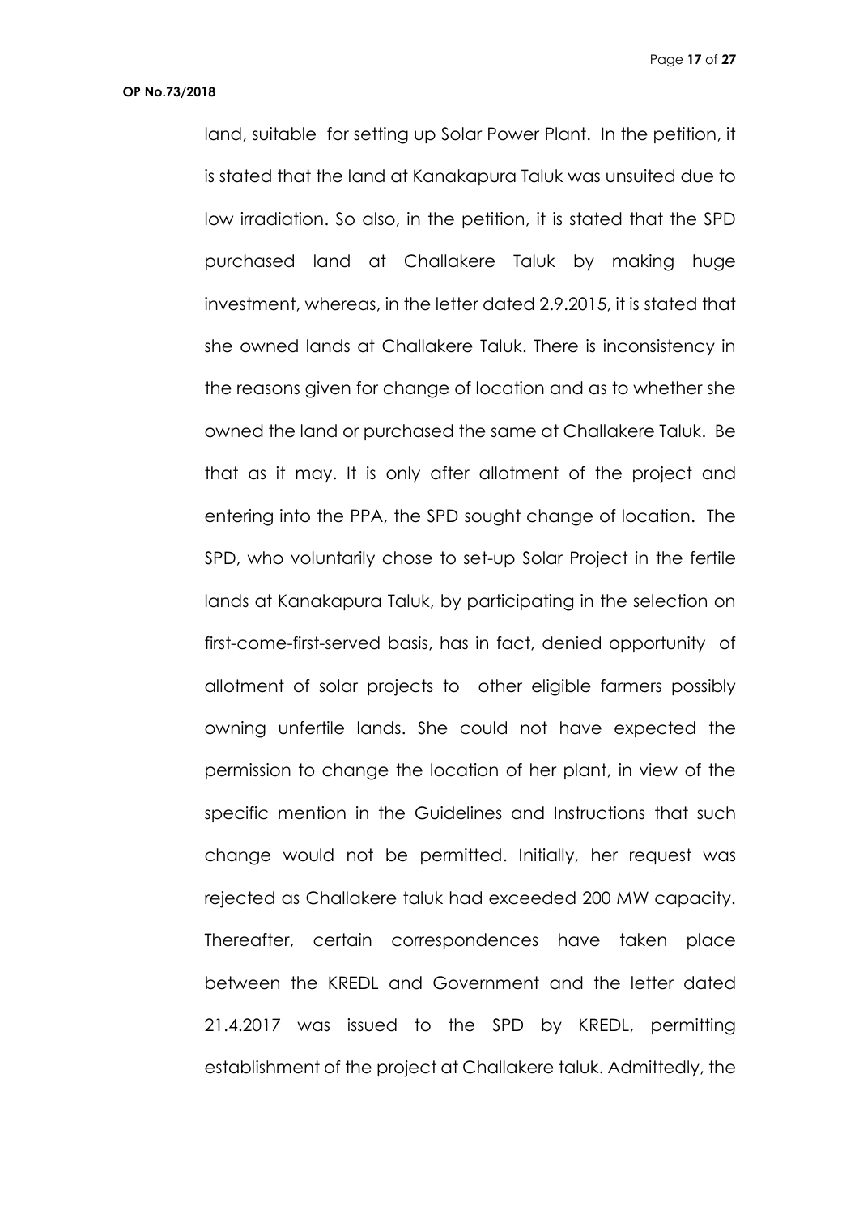land, suitable for setting up Solar Power Plant. In the petition, it is stated that the land at Kanakapura Taluk was unsuited due to low irradiation. So also, in the petition, it is stated that the SPD purchased land at Challakere Taluk by making huge investment, whereas, in the letter dated 2.9.2015, it is stated that she owned lands at Challakere Taluk. There is inconsistency in the reasons given for change of location and as to whether she owned the land or purchased the same at Challakere Taluk. Be that as it may. It is only after allotment of the project and entering into the PPA, the SPD sought change of location. The SPD, who voluntarily chose to set-up Solar Project in the fertile lands at Kanakapura Taluk, by participating in the selection on first-come-first-served basis, has in fact, denied opportunity of allotment of solar projects to other eligible farmers possibly owning unfertile lands. She could not have expected the permission to change the location of her plant, in view of the specific mention in the Guidelines and Instructions that such change would not be permitted. Initially, her request was rejected as Challakere taluk had exceeded 200 MW capacity. Thereafter, certain correspondences have taken place between the KREDL and Government and the letter dated 21.4.2017 was issued to the SPD by KREDL, permitting establishment of the project at Challakere taluk. Admittedly, the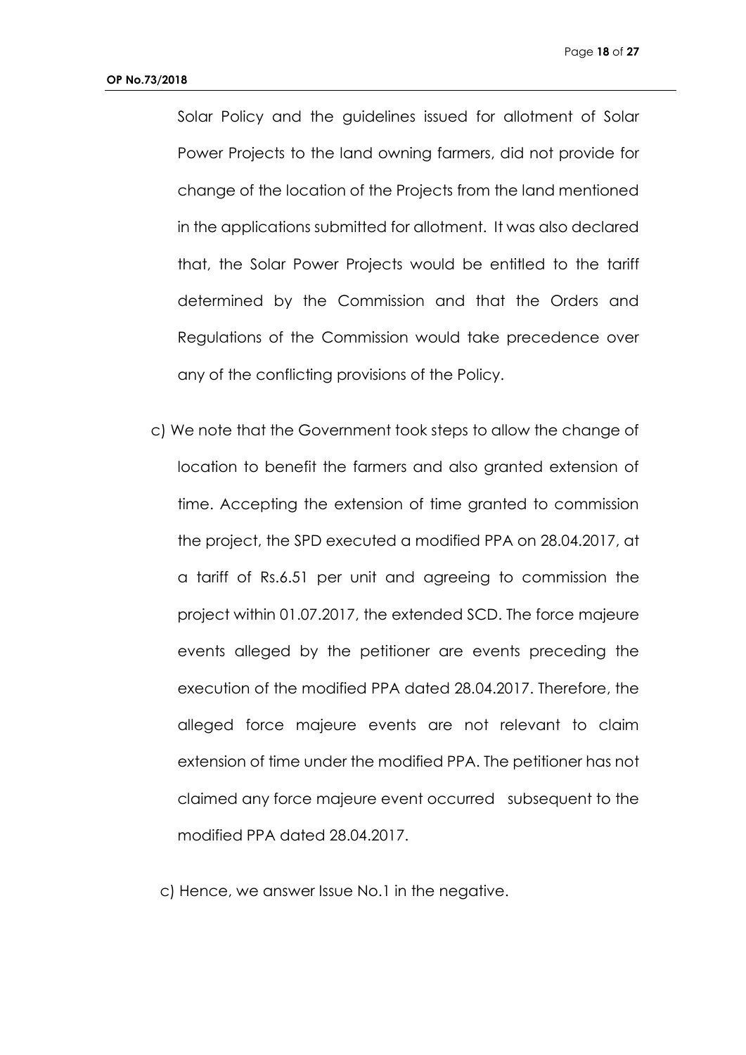Solar Policy and the guidelines issued for allotment of Solar Power Projects to the land owning farmers, did not provide for change of the location of the Projects from the land mentioned in the applications submitted for allotment. It was also declared that, the Solar Power Projects would be entitled to the tariff determined by the Commission and that the Orders and Regulations of the Commission would take precedence over any of the conflicting provisions of the Policy.

c) We note that the Government took steps to allow the change of location to benefit the farmers and also granted extension of time. Accepting the extension of time granted to commission the project, the SPD executed a modified PPA on 28.04.2017, at a tariff of Rs.6.51 per unit and agreeing to commission the project within 01.07.2017, the extended SCD. The force majeure events alleged by the petitioner are events preceding the execution of the modified PPA dated 28.04.2017. Therefore, the alleged force majeure events are not relevant to claim extension of time under the modified PPA. The petitioner has not claimed any force majeure event occurred subsequent to the modified PPA dated 28.04.2017.

c) Hence, we answer Issue No.1 in the negative.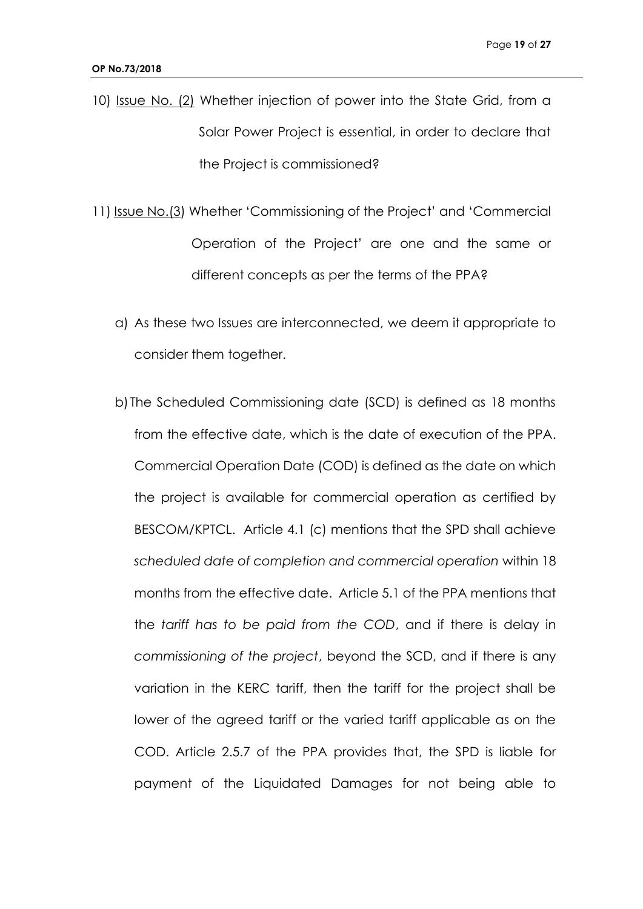10) <u>Issue No. (2)</u> Whether injection of power into the State Grid, from a Solar Power Project is essential, in order to declare that the Project is commissioned?

11) <u>Issue No.(3</u>) Whether 'Commissioning of the Project' and 'Commercial Operation of the Project' are one and the same or different concepts as per the terms of the PPA?

   a) As these two Issues are interconnected, we deem it appropriate to consider them together.

   b) The Scheduled Commissioning date (SCD) is defined as 18 months from the effective date, which is the date of execution of the PPA. Commercial Operation Date (COD) is defined as the date on which the project is available for commercial operation as certified by BESCOM/KPTCL. Article 4.1 (c) mentions that the SPD shall achieve *scheduled date of completion and commercial operation* within 18 months from the effective date. Article 5.1 of the PPA mentions that the *tariff has to be paid from the COD*, and if there is delay in *commissioning of the project*, beyond the SCD, and if there is any variation in the KERC tariff, then the tariff for the project shall be lower of the agreed tariff or the varied tariff applicable as on the COD. Article 2.5.7 of the PPA provides that, the SPD is liable for payment of the Liquidated Damages for not being able to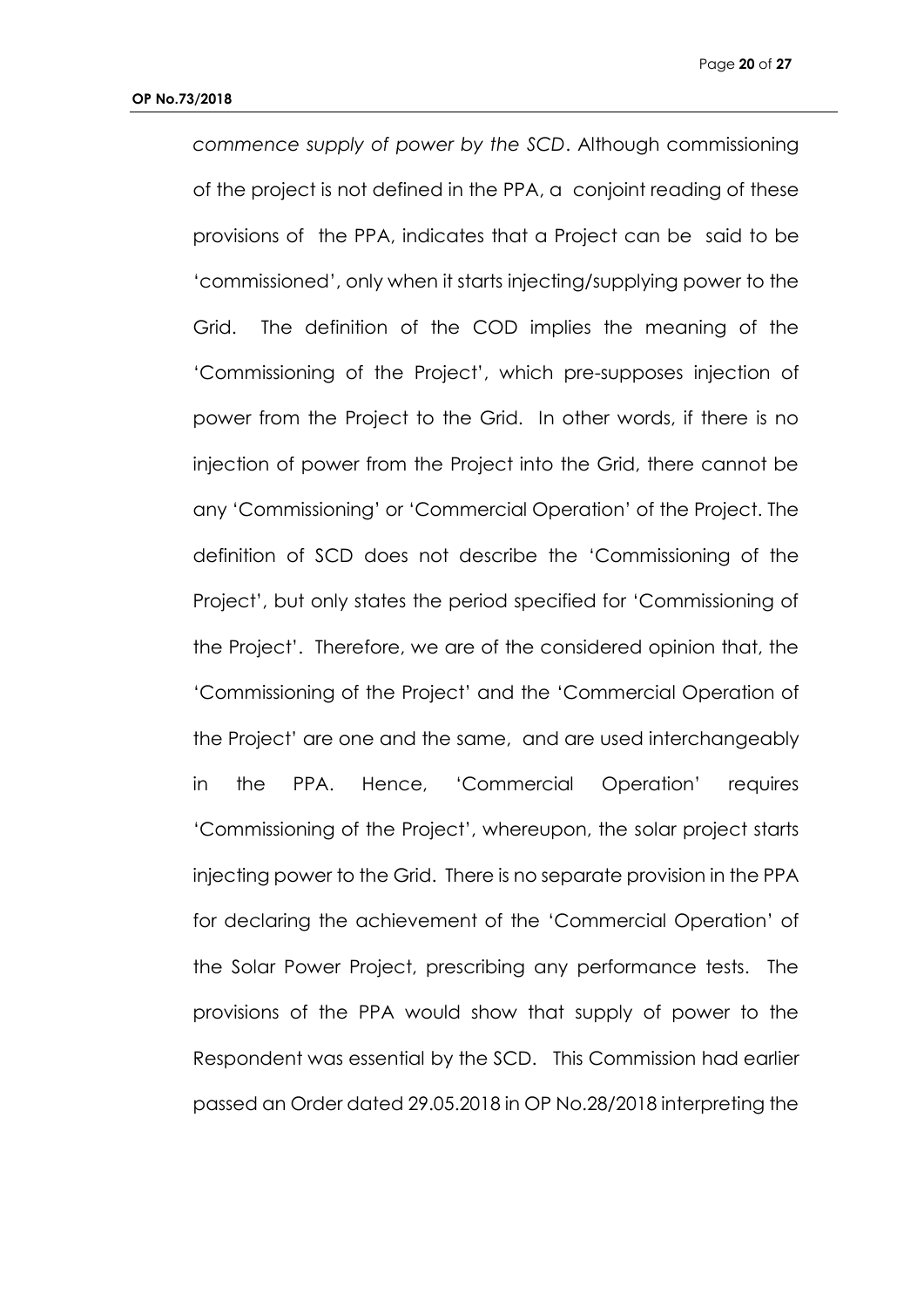*commence supply of power by the SCD*. Although commissioning of the project is not defined in the PPA, a conjoint reading of these provisions of the PPA, indicates that a Project can be said to be 'commissioned', only when it starts injecting/supplying power to the Grid. The definition of the COD implies the meaning of the 'Commissioning of the Project', which pre-supposes injection of power from the Project to the Grid. In other words, if there is no injection of power from the Project into the Grid, there cannot be any 'Commissioning' or 'Commercial Operation' of the Project. The definition of SCD does not describe the 'Commissioning of the Project', but only states the period specified for 'Commissioning of the Project'. Therefore, we are of the considered opinion that, the 'Commissioning of the Project' and the 'Commercial Operation of the Project' are one and the same, and are used interchangeably in the PPA. Hence, 'Commercial Operation' requires 'Commissioning of the Project', whereupon, the solar project starts injecting power to the Grid. There is no separate provision in the PPA for declaring the achievement of the 'Commercial Operation' of the Solar Power Project, prescribing any performance tests. The provisions of the PPA would show that supply of power to the Respondent was essential by the SCD. This Commission had earlier passed an Order dated 29.05.2018 in OP No.28/2018 interpreting the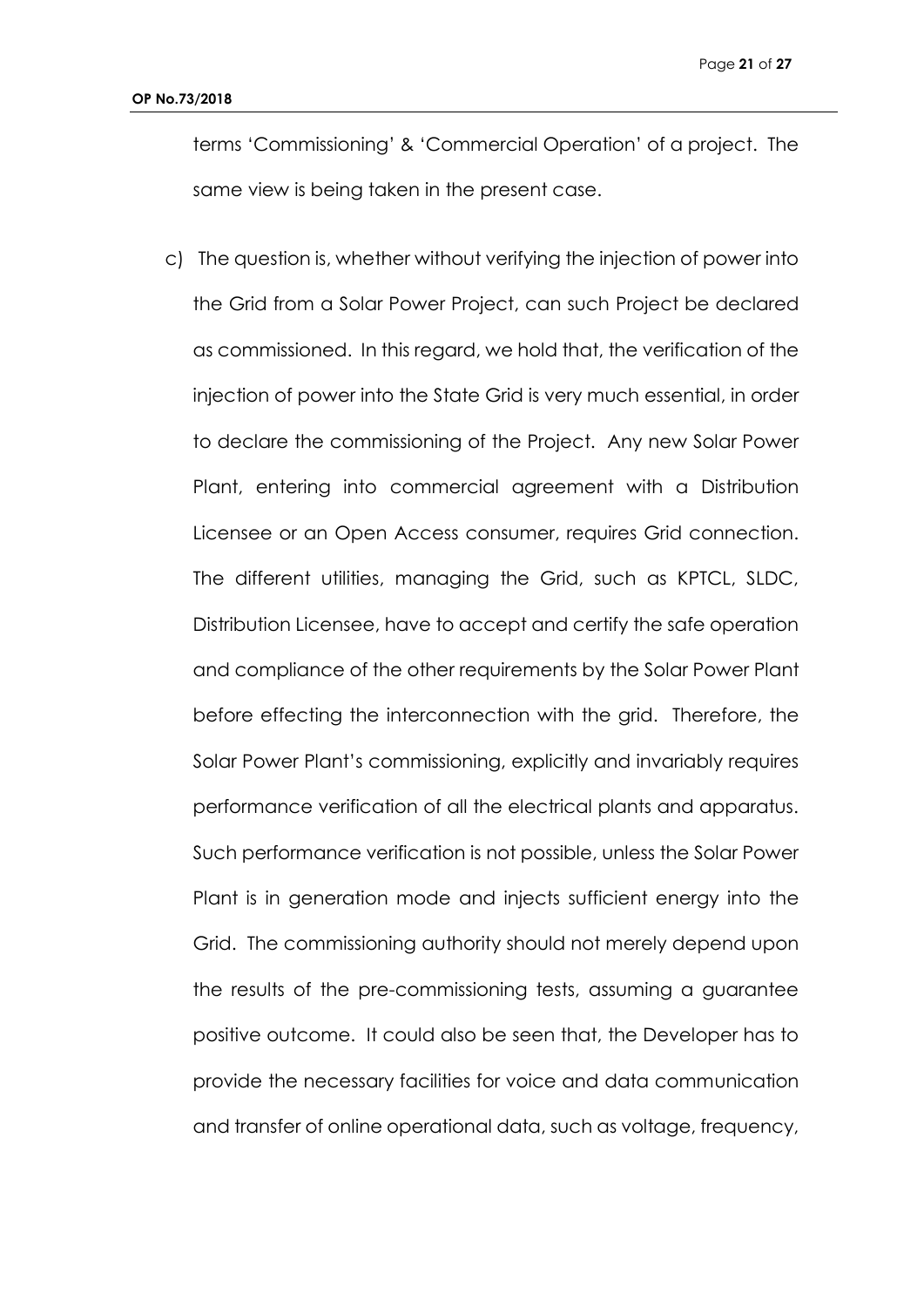terms 'Commissioning' & 'Commercial Operation' of a project. The same view is being taken in the present case.

c) The question is, whether without verifying the injection of power into the Grid from a Solar Power Project, can such Project be declared as commissioned. In this regard, we hold that, the verification of the injection of power into the State Grid is very much essential, in order to declare the commissioning of the Project. Any new Solar Power Plant, entering into commercial agreement with a Distribution Licensee or an Open Access consumer, requires Grid connection. The different utilities, managing the Grid, such as KPTCL, SLDC, Distribution Licensee, have to accept and certify the safe operation and compliance of the other requirements by the Solar Power Plant before effecting the interconnection with the grid. Therefore, the Solar Power Plant's commissioning, explicitly and invariably requires performance verification of all the electrical plants and apparatus. Such performance verification is not possible, unless the Solar Power Plant is in generation mode and injects sufficient energy into the Grid. The commissioning authority should not merely depend upon the results of the pre-commissioning tests, assuming a guarantee positive outcome. It could also be seen that, the Developer has to provide the necessary facilities for voice and data communication and transfer of online operational data, such as voltage, frequency,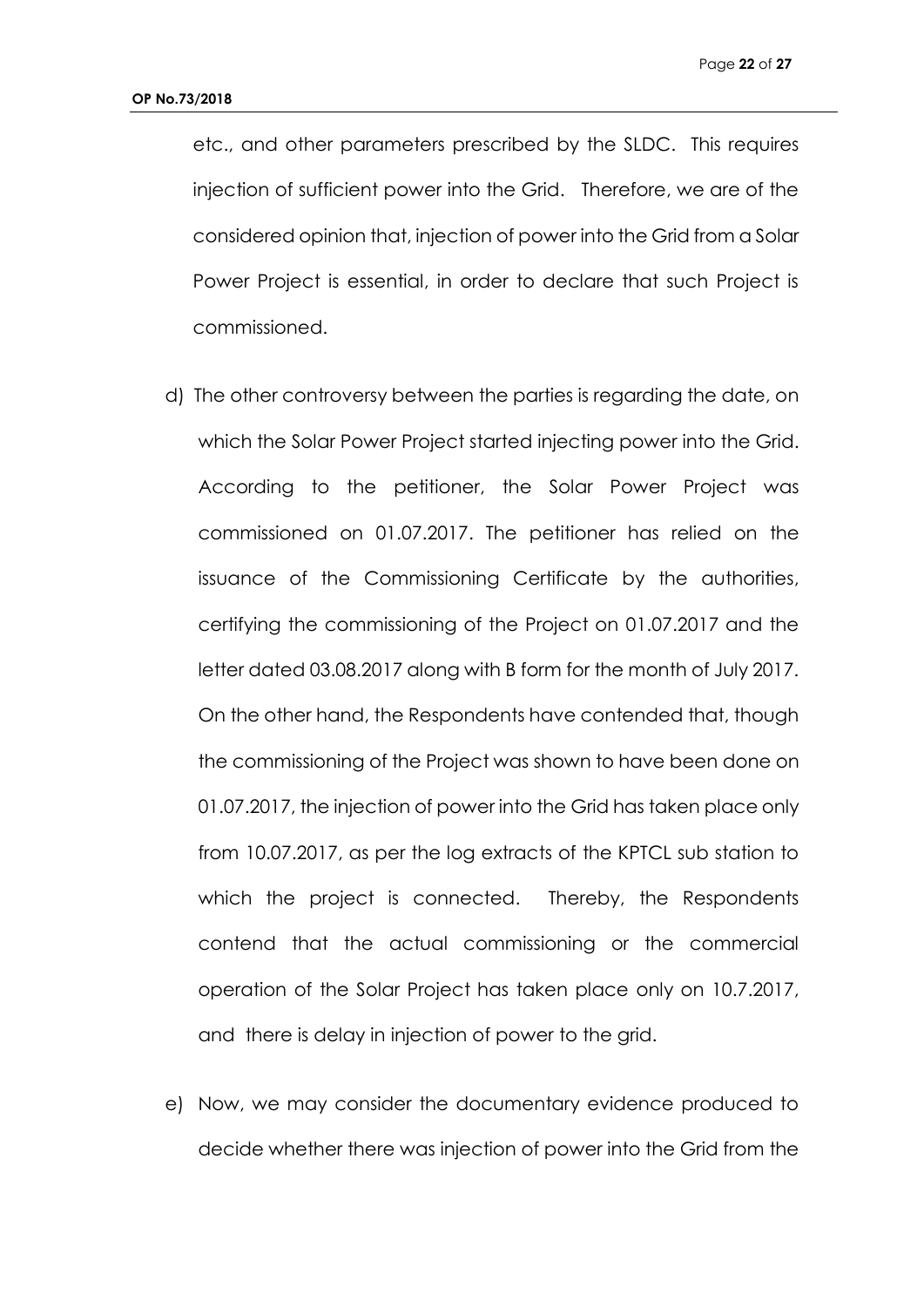etc., and other parameters prescribed by the SLDC. This requires injection of sufficient power into the Grid. Therefore, we are of the considered opinion that, injection of power into the Grid from a Solar Power Project is essential, in order to declare that such Project is commissioned.

d) The other controversy between the parties is regarding the date, on which the Solar Power Project started injecting power into the Grid. According to the petitioner, the Solar Power Project was commissioned on 01.07.2017. The petitioner has relied on the issuance of the Commissioning Certificate by the authorities, certifying the commissioning of the Project on 01.07.2017 and the letter dated 03.08.2017 along with B form for the month of July 2017. On the other hand, the Respondents have contended that, though the commissioning of the Project was shown to have been done on 01.07.2017, the injection of power into the Grid has taken place only from 10.07.2017, as per the log extracts of the KPTCL sub station to which the project is connected. Thereby, the Respondents contend that the actual commissioning or the commercial operation of the Solar Project has taken place only on 10.7.2017, and there is delay in injection of power to the grid.

e) Now, we may consider the documentary evidence produced to decide whether there was injection of power into the Grid from the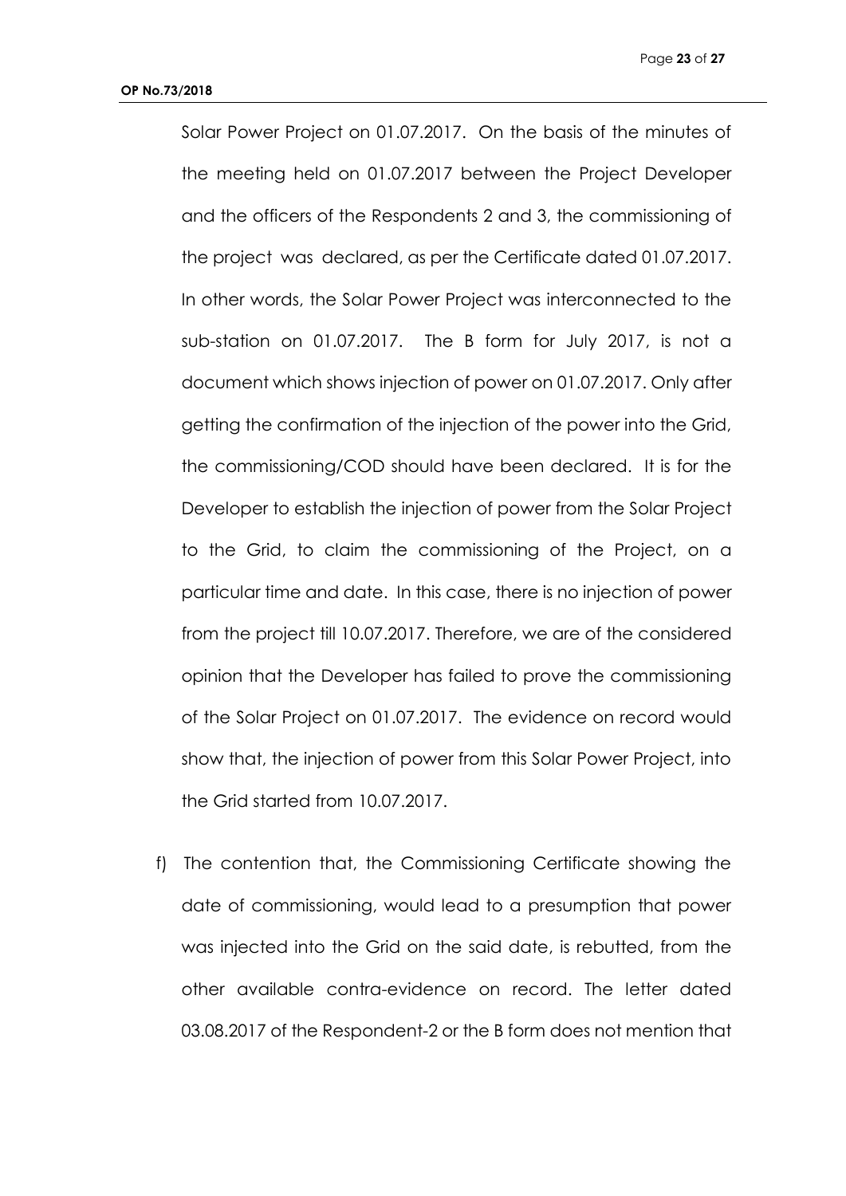Solar Power Project on 01.07.2017. On the basis of the minutes of the meeting held on 01.07.2017 between the Project Developer and the officers of the Respondents 2 and 3, the commissioning of the project was declared, as per the Certificate dated 01.07.2017. In other words, the Solar Power Project was interconnected to the sub-station on 01.07.2017. The B form for July 2017, is not a document which shows injection of power on 01.07.2017. Only after getting the confirmation of the injection of the power into the Grid, the commissioning/COD should have been declared. It is for the Developer to establish the injection of power from the Solar Project to the Grid, to claim the commissioning of the Project, on a particular time and date. In this case, there is no injection of power from the project till 10.07.2017. Therefore, we are of the considered opinion that the Developer has failed to prove the commissioning of the Solar Project on 01.07.2017. The evidence on record would show that, the injection of power from this Solar Power Project, into the Grid started from 10.07.2017.

f) The contention that, the Commissioning Certificate showing the date of commissioning, would lead to a presumption that power was injected into the Grid on the said date, is rebutted, from the other available contra-evidence on record. The letter dated 03.08.2017 of the Respondent-2 or the B form does not mention that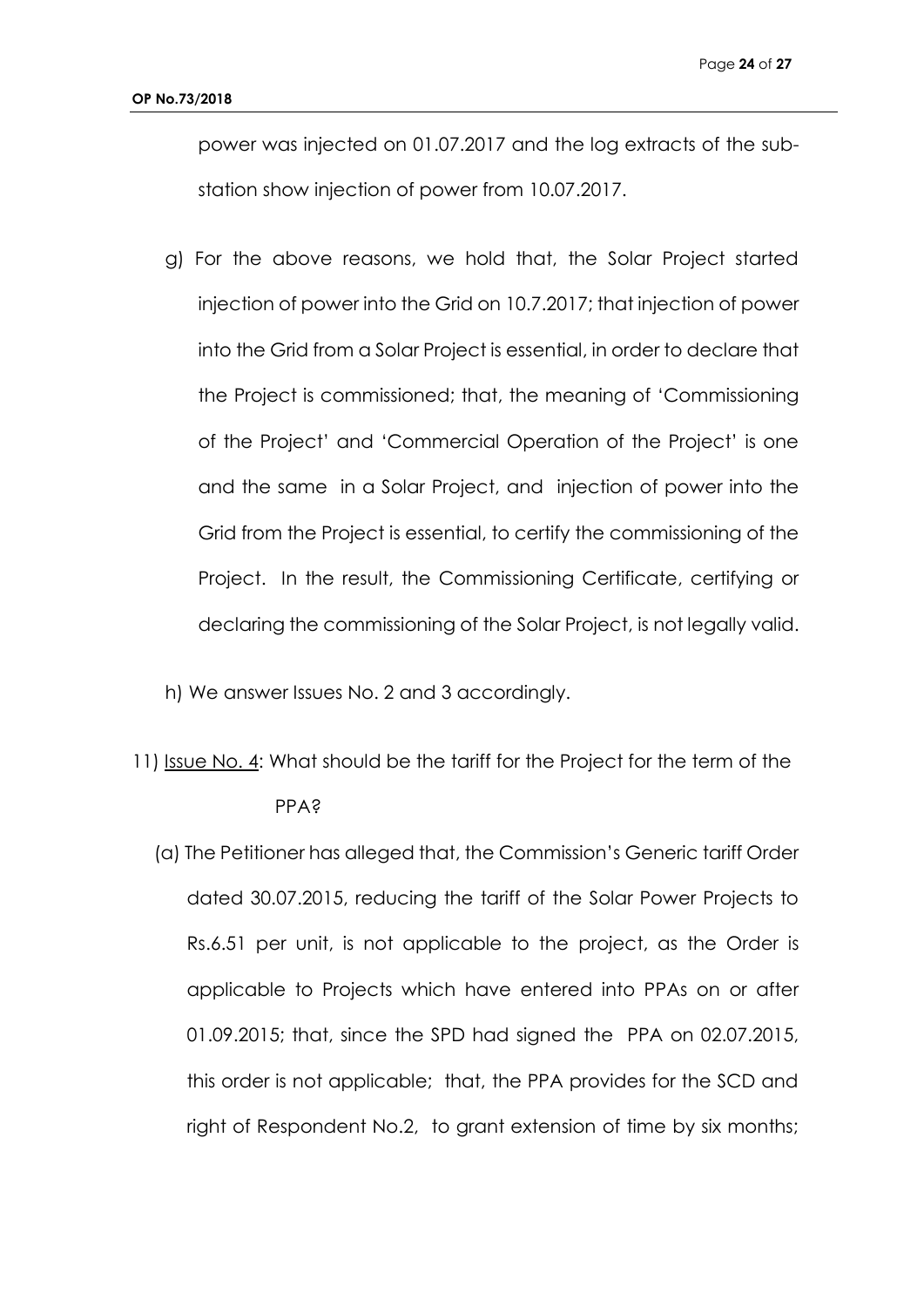power was injected on 01.07.2017 and the log extracts of the sub-station show injection of power from 10.07.2017.

g) For the above reasons, we hold that, the Solar Project started injection of power into the Grid on 10.7.2017; that injection of power into the Grid from a Solar Project is essential, in order to declare that the Project is commissioned; that, the meaning of 'Commissioning of the Project' and 'Commercial Operation of the Project' is one and the same in a Solar Project, and injection of power into the Grid from the Project is essential, to certify the commissioning of the Project. In the result, the Commissioning Certificate, certifying or declaring the commissioning of the Solar Project, is not legally valid.

h) We answer Issues No. 2 and 3 accordingly.

11) <u>Issue No. 4</u>: What should be the tariff for the Project for the term of the PPA?

(a) The Petitioner has alleged that, the Commission's Generic tariff Order dated 30.07.2015, reducing the tariff of the Solar Power Projects to Rs.6.51 per unit, is not applicable to the project, as the Order is applicable to Projects which have entered into PPAs on or after 01.09.2015; that, since the SPD had signed the PPA on 02.07.2015, this order is not applicable; that, the PPA provides for the SCD and right of Respondent No.2, to grant extension of time by six months;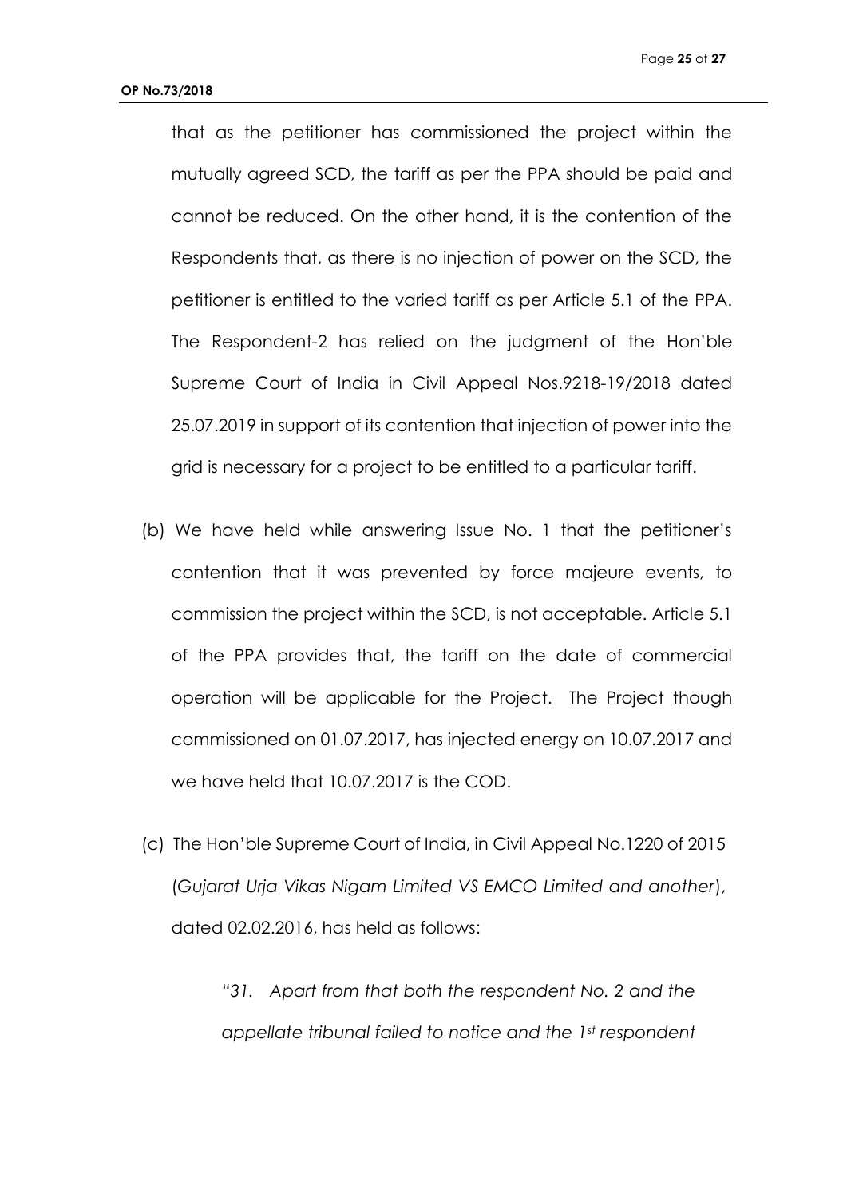that as the petitioner has commissioned the project within the mutually agreed SCD, the tariff as per the PPA should be paid and cannot be reduced. On the other hand, it is the contention of the Respondents that, as there is no injection of power on the SCD, the petitioner is entitled to the varied tariff as per Article 5.1 of the PPA. The Respondent-2 has relied on the judgment of the Hon'ble Supreme Court of India in Civil Appeal Nos.9218-19/2018 dated 25.07.2019 in support of its contention that injection of power into the grid is necessary for a project to be entitled to a particular tariff.

(b) We have held while answering Issue No. 1 that the petitioner's contention that it was prevented by force majeure events, to commission the project within the SCD, is not acceptable. Article 5.1 of the PPA provides that, the tariff on the date of commercial operation will be applicable for the Project. The Project though commissioned on 01.07.2017, has injected energy on 10.07.2017 and we have held that 10.07.2017 is the COD.

(c) The Hon'ble Supreme Court of India, in Civil Appeal No.1220 of 2015 (*Gujarat Urja Vikas Nigam Limited VS EMCO Limited and another*), dated 02.02.2016, has held as follows:

> *"31. Apart from that both the respondent No. 2 and the appellate tribunal failed to notice and the 1st respondent*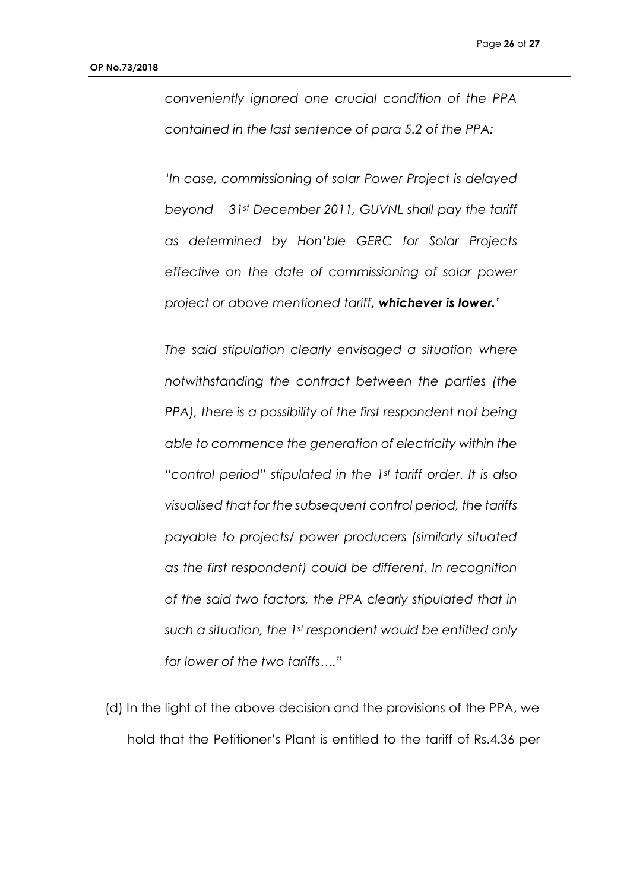*conveniently ignored one crucial condition of the PPA contained in the last sentence of para 5.2 of the PPA:*

*'In case, commissioning of solar Power Project is delayed beyond 31st December 2011, GUVNL shall pay the tariff as determined by Hon'ble GERC for Solar Projects effective on the date of commissioning of solar power project or above mentioned tariff,* ***whichever is lower.'***

*The said stipulation clearly envisaged a situation where notwithstanding the contract between the parties (the PPA), there is a possibility of the first respondent not being able to commence the generation of electricity within the "control period" stipulated in the 1st tariff order. It is also visualised that for the subsequent control period, the tariffs payable to projects/ power producers (similarly situated as the first respondent) could be different. In recognition of the said two factors, the PPA clearly stipulated that in such a situation, the 1st respondent would be entitled only for lower of the two tariffs…."*

(d) In the light of the above decision and the provisions of the PPA, we hold that the Petitioner's Plant is entitled to the tariff of Rs.4.36 per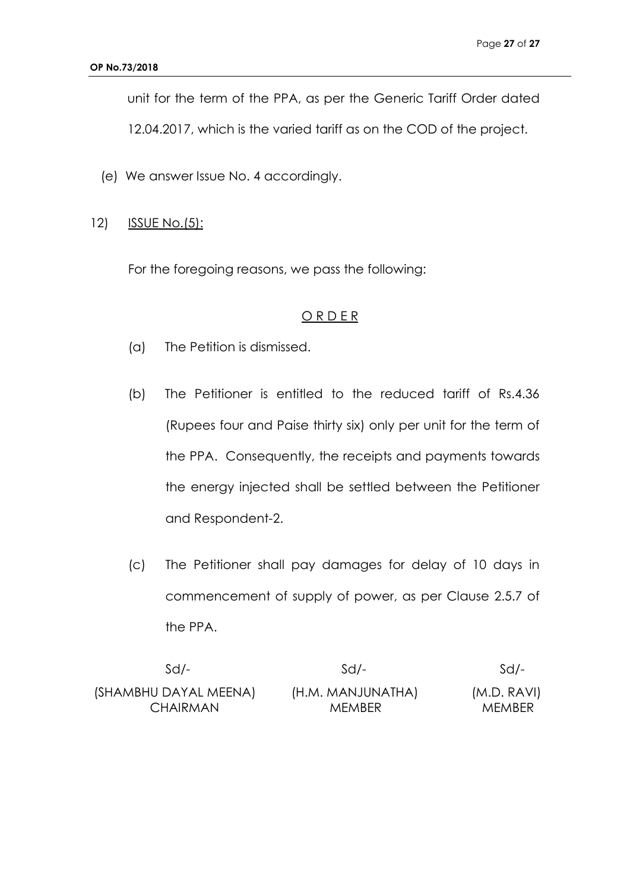unit for the term of the PPA, as per the Generic Tariff Order dated 12.04.2017, which is the varied tariff as on the COD of the project.

(e) We answer Issue No. 4 accordingly.

12) <u>ISSUE No.(5):</u>

For the foregoing reasons, we pass the following:

<u>O R D E R</u>

(a) The Petition is dismissed.

(b) The Petitioner is entitled to the reduced tariff of Rs.4.36 (Rupees four and Paise thirty six) only per unit for the term of the PPA. Consequently, the receipts and payments towards the energy injected shall be settled between the Petitioner and Respondent-2.

(c) The Petitioner shall pay damages for delay of 10 days in commencement of supply of power, as per Clause 2.5.7 of the PPA.

| | | |
|---|---|---|
| Sd/- | Sd/- | Sd/- |
| (SHAMBHU DAYAL MEENA) CHAIRMAN | (H.M. MANJUNATHA) MEMBER | (M.D. RAVI) MEMBER |